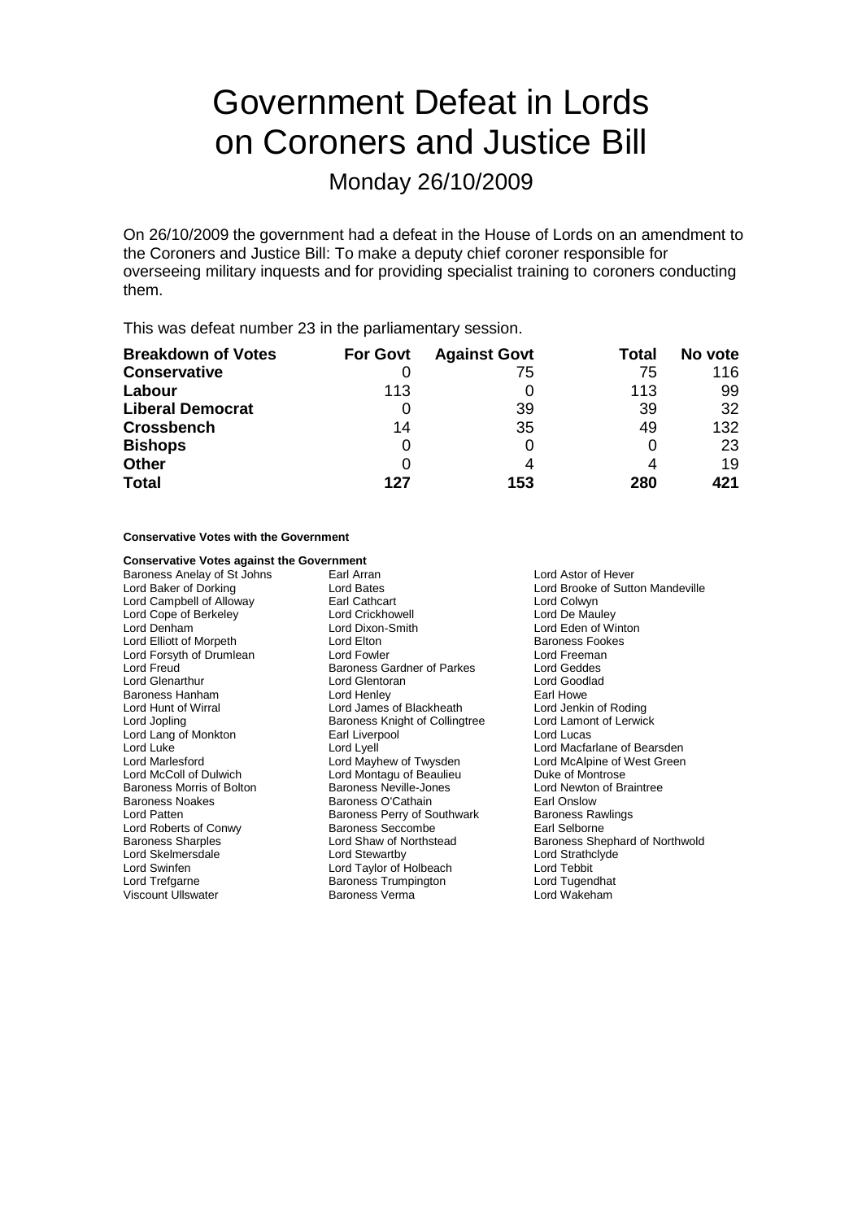# Government Defeat in Lords on Coroners and Justice Bill

## Monday 26/10/2009

On 26/10/2009 the government had a defeat in the House of Lords on an amendment to the Coroners and Justice Bill: To make a deputy chief coroner responsible for overseeing military inquests and for providing specialist training to coroners conducting them.

This was defeat number 23 in the parliamentary session.

| Breakdown of Votes | For Govt | Against Govt | Total | No vote |
|---|---|---|---|---|
| **Conservative** | 0 | 75 | 75 | 116 |
| **Labour** | 113 | 0 | 113 | 99 |
| **Liberal Democrat** | 0 | 39 | 39 | 32 |
| **Crossbench** | 14 | 35 | 49 | 132 |
| **Bishops** | 0 | 0 | 0 | 23 |
| **Other** | 0 | 4 | 4 | 19 |
| **Total** | **127** | **153** | **280** | **421** |

**Conservative Votes with the Government**

**Conservative Votes against the Government**

| | | |
|---|---|---|
| Baroness Anelay of St Johns | Earl Arran | Lord Astor of Hever |
| Lord Baker of Dorking | Lord Bates | Lord Brooke of Sutton Mandeville |
| Lord Campbell of Alloway | Earl Cathcart | Lord Colwyn |
| Lord Cope of Berkeley | Lord Crickhowell | Lord De Mauley |
| Lord Denham | Lord Dixon-Smith | Lord Eden of Winton |
| Lord Elliott of Morpeth | Lord Elton | Baroness Fookes |
| Lord Forsyth of Drumlean | Lord Fowler | Lord Freeman |
| Lord Freud | Baroness Gardner of Parkes | Lord Geddes |
| Lord Glenarthur | Lord Glentoran | Lord Goodlad |
| Baroness Hanham | Lord Henley | Earl Howe |
| Lord Hunt of Wirral | Lord James of Blackheath | Lord Jenkin of Roding |
| Lord Jopling | Baroness Knight of Collingtree | Lord Lamont of Lerwick |
| Lord Lang of Monkton | Earl Liverpool | Lord Lucas |
| Lord Luke | Lord Lyell | Lord Macfarlane of Bearsden |
| Lord Marlesford | Lord Mayhew of Twysden | Lord McAlpine of West Green |
| Lord McColl of Dulwich | Lord Montagu of Beaulieu | Duke of Montrose |
| Baroness Morris of Bolton | Baroness Neville-Jones | Lord Newton of Braintree |
| Baroness Noakes | Baroness O'Cathain | Earl Onslow |
| Lord Patten | Baroness Perry of Southwark | Baroness Rawlings |
| Lord Roberts of Conwy | Baroness Seccombe | Earl Selborne |
| Baroness Sharples | Lord Shaw of Northstead | Baroness Shephard of Northwold |
| Lord Skelmersdale | Lord Stewartby | Lord Strathclyde |
| Lord Swinfen | Lord Taylor of Holbeach | Lord Tebbit |
| Lord Trefgarne | Baroness Trumpington | Lord Tugendhat |
| Viscount Ullswater | Baroness Verma | Lord Wakeham |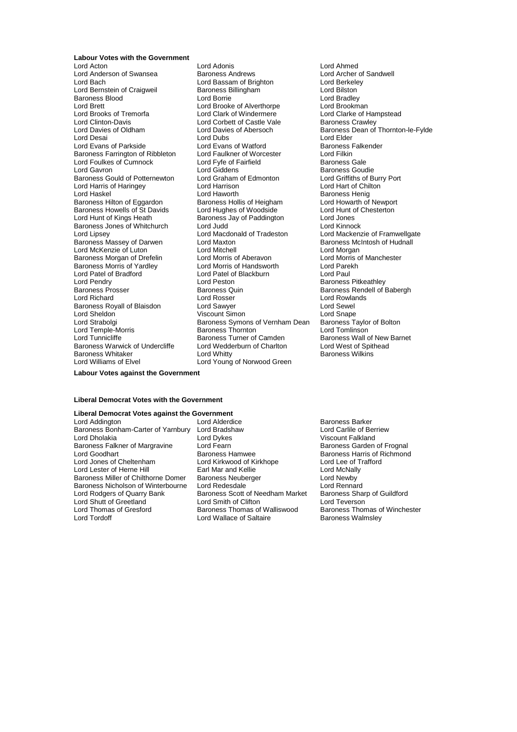**Labour Votes with the Government**

Lord Acton
Lord Adonis
Lord Ahmed
Lord Anderson of Swansea
Baroness Andrews
Lord Archer of Sandwell
Lord Bach
Lord Bassam of Brighton
Lord Berkeley
Lord Bernstein of Craigweil
Baroness Billingham
Lord Bilston
Baroness Blood
Lord Borrie
Lord Bradley
Lord Brett
Lord Brooke of Alverthorpe
Lord Brookman
Lord Brooks of Tremorfa
Lord Clark of Windermere
Lord Clarke of Hampstead
Lord Clinton-Davis
Lord Corbett of Castle Vale
Baroness Crawley
Lord Davies of Oldham
Lord Davies of Abersoch
Baroness Dean of Thornton-le-Fylde
Lord Desai
Lord Dubs
Lord Elder
Lord Evans of Parkside
Lord Evans of Watford
Baroness Falkender
Baroness Farrington of Ribbleton
Lord Faulkner of Worcester
Lord Filkin
Lord Foulkes of Cumnock
Lord Fyfe of Fairfield
Baroness Gale
Lord Gavron
Lord Giddens
Baroness Goudie
Baroness Gould of Potternewton
Lord Graham of Edmonton
Lord Griffiths of Burry Port
Lord Harris of Haringey
Lord Harrison
Lord Hart of Chilton
Lord Haskel
Lord Haworth
Baroness Henig
Baroness Hilton of Eggardon
Baroness Hollis of Heigham
Lord Howarth of Newport
Baroness Howells of St Davids
Lord Hughes of Woodside
Lord Hunt of Chesterton
Lord Hunt of Kings Heath
Baroness Jay of Paddington
Lord Jones
Baroness Jones of Whitchurch
Lord Judd
Lord Kinnock
Lord Lipsey
Lord Macdonald of Tradeston
Lord Mackenzie of Framwellgate
Baroness Massey of Darwen
Lord Maxton
Baroness McIntosh of Hudnall
Lord McKenzie of Luton
Lord Mitchell
Lord Morgan
Baroness Morgan of Drefelin
Lord Morris of Aberavon
Lord Morris of Manchester
Baroness Morris of Yardley
Lord Morris of Handsworth
Lord Parekh
Lord Patel of Bradford
Lord Patel of Blackburn
Lord Paul
Lord Pendry
Lord Peston
Baroness Pitkeathley
Baroness Prosser
Baroness Quin
Baroness Rendell of Babergh
Lord Richard
Lord Rosser
Lord Rowlands
Baroness Royall of Blaisdon
Lord Sawyer
Lord Sewel
Lord Sheldon
Viscount Simon
Lord Snape
Lord Strabolgi
Baroness Symons of Vernham Dean
Baroness Taylor of Bolton
Lord Temple-Morris
Baroness Thornton
Lord Tomlinson
Lord Tunnicliffe
Baroness Turner of Camden
Baroness Wall of New Barnet
Baroness Warwick of Undercliffe
Lord Wedderburn of Charlton
Lord West of Spithead
Baroness Whitaker
Lord Whitty
Baroness Wilkins
Lord Williams of Elvel
Lord Young of Norwood Green

**Labour Votes against the Government**

**Liberal Democrat Votes with the Government**

**Liberal Democrat Votes against the Government**

Lord Addington
Lord Alderdice
Baroness Barker
Baroness Bonham-Carter of Yarnbury
Lord Bradshaw
Lord Carlile of Berriew
Lord Dholakia
Lord Dykes
Viscount Falkland
Baroness Falkner of Margravine
Lord Fearn
Baroness Garden of Frognal
Lord Goodhart
Baroness Hamwee
Baroness Harris of Richmond
Lord Jones of Cheltenham
Lord Kirkwood of Kirkhope
Lord Lee of Trafford
Lord Lester of Herne Hill
Earl Mar and Kellie
Lord McNally
Baroness Miller of Chilthorne Domer
Baroness Neuberger
Lord Newby
Baroness Nicholson of Winterbourne
Lord Redesdale
Lord Rennard
Lord Rodgers of Quarry Bank
Baroness Scott of Needham Market
Baroness Sharp of Guildford
Lord Shutt of Greetland
Lord Smith of Clifton
Lord Teverson
Lord Thomas of Gresford
Baroness Thomas of Walliswood
Baroness Thomas of Winchester
Lord Tordoff
Lord Wallace of Saltaire
Baroness Walmsley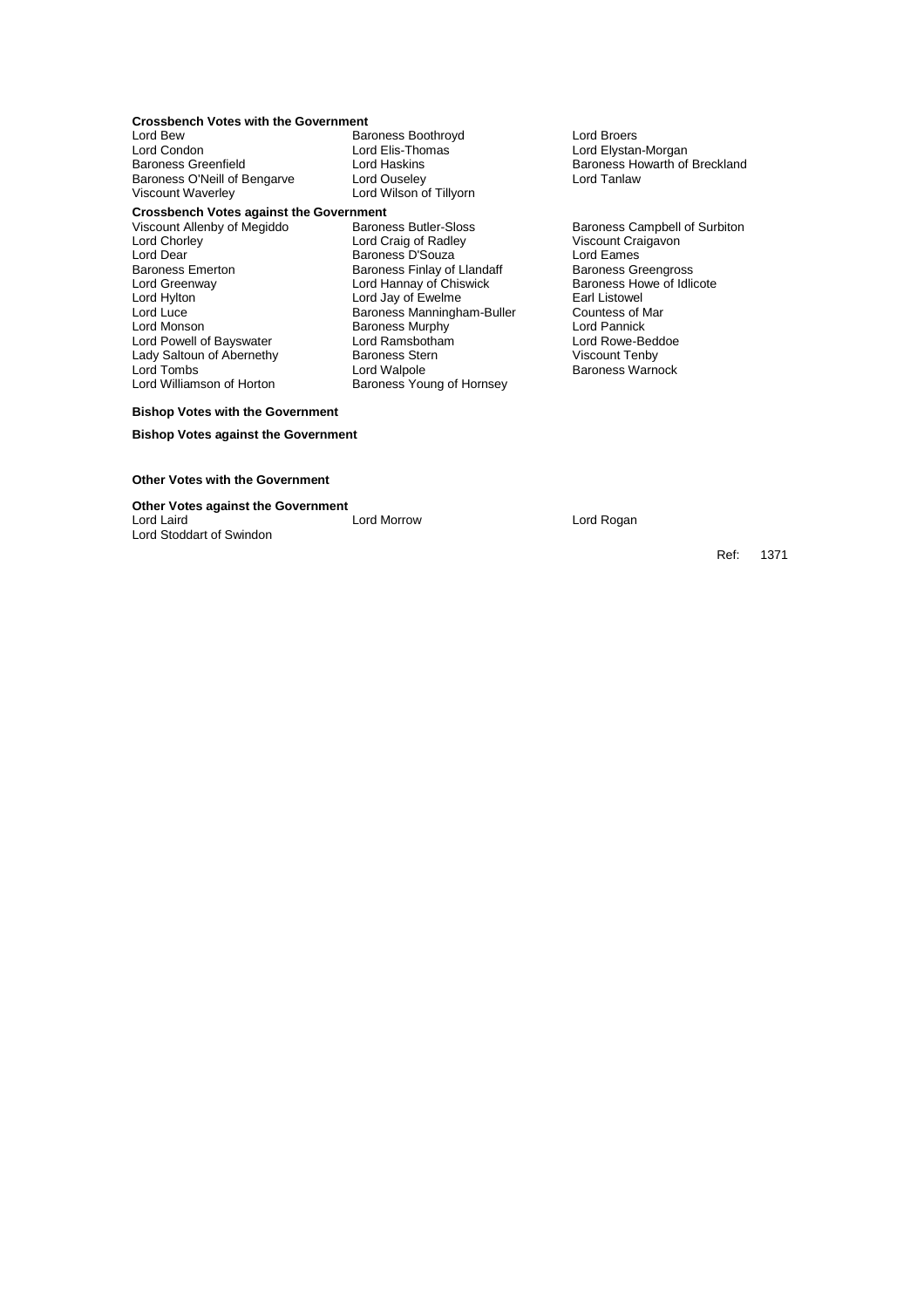**Crossbench Votes with the Government**

Lord Bew, Baroness Boothroyd, Lord Broers, Lord Condon, Lord Elis-Thomas, Lord Elystan-Morgan, Baroness Greenfield, Lord Haskins, Baroness Howarth of Breckland, Baroness O'Neill of Bengarve, Lord Ouseley, Lord Tanlaw, Viscount Waverley, Lord Wilson of Tillyorn

**Crossbench Votes against the Government**

Viscount Allenby of Megiddo, Baroness Butler-Sloss, Baroness Campbell of Surbiton, Lord Chorley, Lord Craig of Radley, Viscount Craigavon, Lord Dear, Baroness D'Souza, Lord Eames, Baroness Emerton, Baroness Finlay of Llandaff, Baroness Greengross, Lord Greenway, Lord Hannay of Chiswick, Baroness Howe of Idlicote, Lord Hylton, Lord Jay of Ewelme, Earl Listowel, Lord Luce, Baroness Manningham-Buller, Countess of Mar, Lord Monson, Baroness Murphy, Lord Pannick, Lord Powell of Bayswater, Lord Ramsbotham, Lord Rowe-Beddoe, Lady Saltoun of Abernethy, Baroness Stern, Viscount Tenby, Lord Tombs, Lord Walpole, Baroness Warnock, Lord Williamson of Horton, Baroness Young of Hornsey

**Bishop Votes with the Government**

**Bishop Votes against the Government**

**Other Votes with the Government**

**Other Votes against the Government**

Lord Laird, Lord Morrow, Lord Rogan, Lord Stoddart of Swindon

Ref: 1371